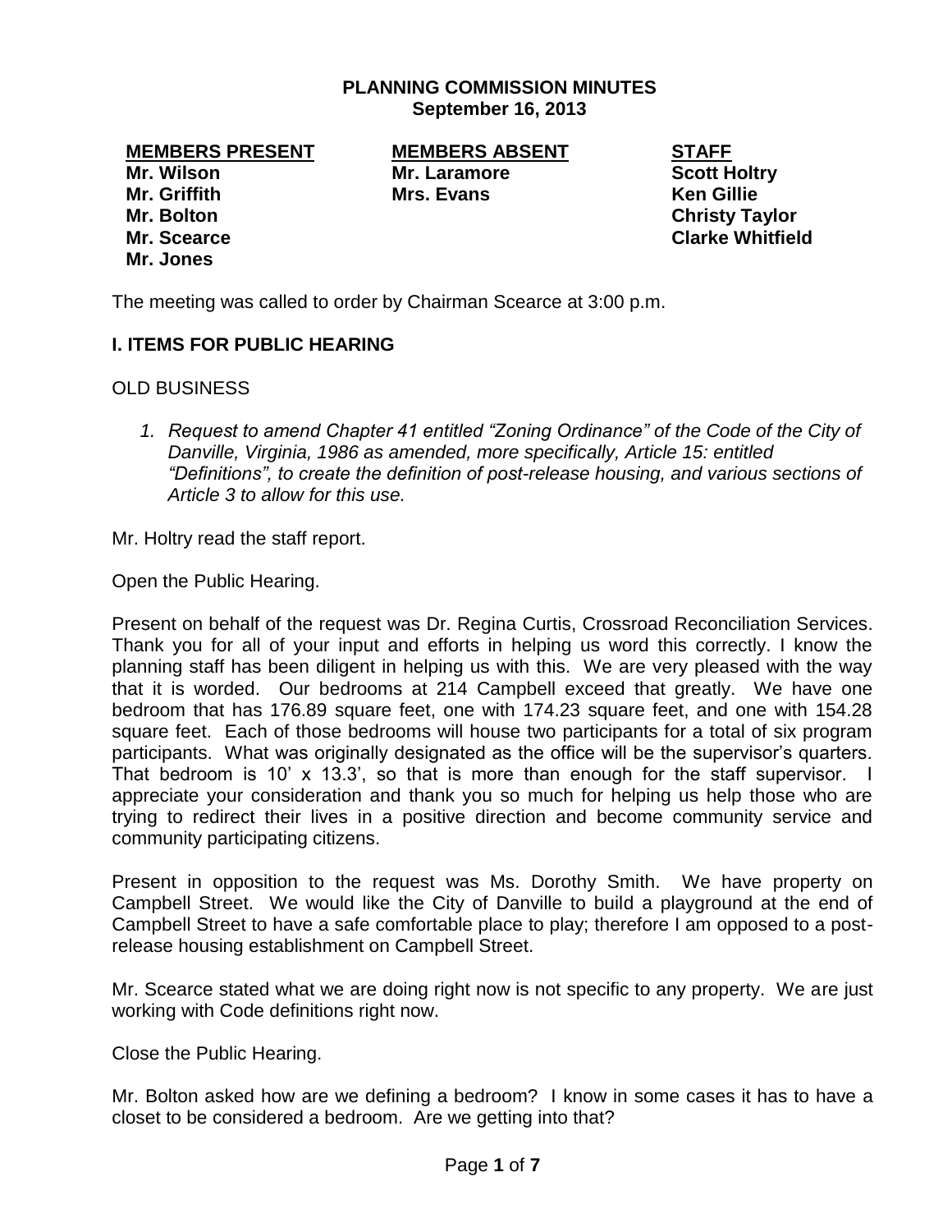# PLANNING COMMISSION MINUTES
**September 16, 2013**

| MEMBERS PRESENT | MEMBERS ABSENT | STAFF |
|---|---|---|
| Mr. Wilson | Mr. Laramore | Scott Holtry |
| Mr. Griffith | Mrs. Evans | Ken Gillie |
| Mr. Bolton | | Christy Taylor |
| Mr. Scearce | | Clarke Whitfield |
| Mr. Jones | | |

The meeting was called to order by Chairman Scearce at 3:00 p.m.

## I. ITEMS FOR PUBLIC HEARING

OLD BUSINESS

1. *Request to amend Chapter 41 entitled "Zoning Ordinance" of the Code of the City of Danville, Virginia, 1986 as amended, more specifically, Article 15: entitled "Definitions", to create the definition of post-release housing, and various sections of Article 3 to allow for this use.*

Mr. Holtry read the staff report.

Open the Public Hearing.

Present on behalf of the request was Dr. Regina Curtis, Crossroad Reconciliation Services. Thank you for all of your input and efforts in helping us word this correctly. I know the planning staff has been diligent in helping us with this. We are very pleased with the way that it is worded. Our bedrooms at 214 Campbell exceed that greatly. We have one bedroom that has 176.89 square feet, one with 174.23 square feet, and one with 154.28 square feet. Each of those bedrooms will house two participants for a total of six program participants. What was originally designated as the office will be the supervisor's quarters. That bedroom is 10' x 13.3', so that is more than enough for the staff supervisor. I appreciate your consideration and thank you so much for helping us help those who are trying to redirect their lives in a positive direction and become community service and community participating citizens.

Present in opposition to the request was Ms. Dorothy Smith. We have property on Campbell Street. We would like the City of Danville to build a playground at the end of Campbell Street to have a safe comfortable place to play; therefore I am opposed to a post-release housing establishment on Campbell Street.

Mr. Scearce stated what we are doing right now is not specific to any property. We are just working with Code definitions right now.

Close the Public Hearing.

Mr. Bolton asked how are we defining a bedroom? I know in some cases it has to have a closet to be considered a bedroom. Are we getting into that?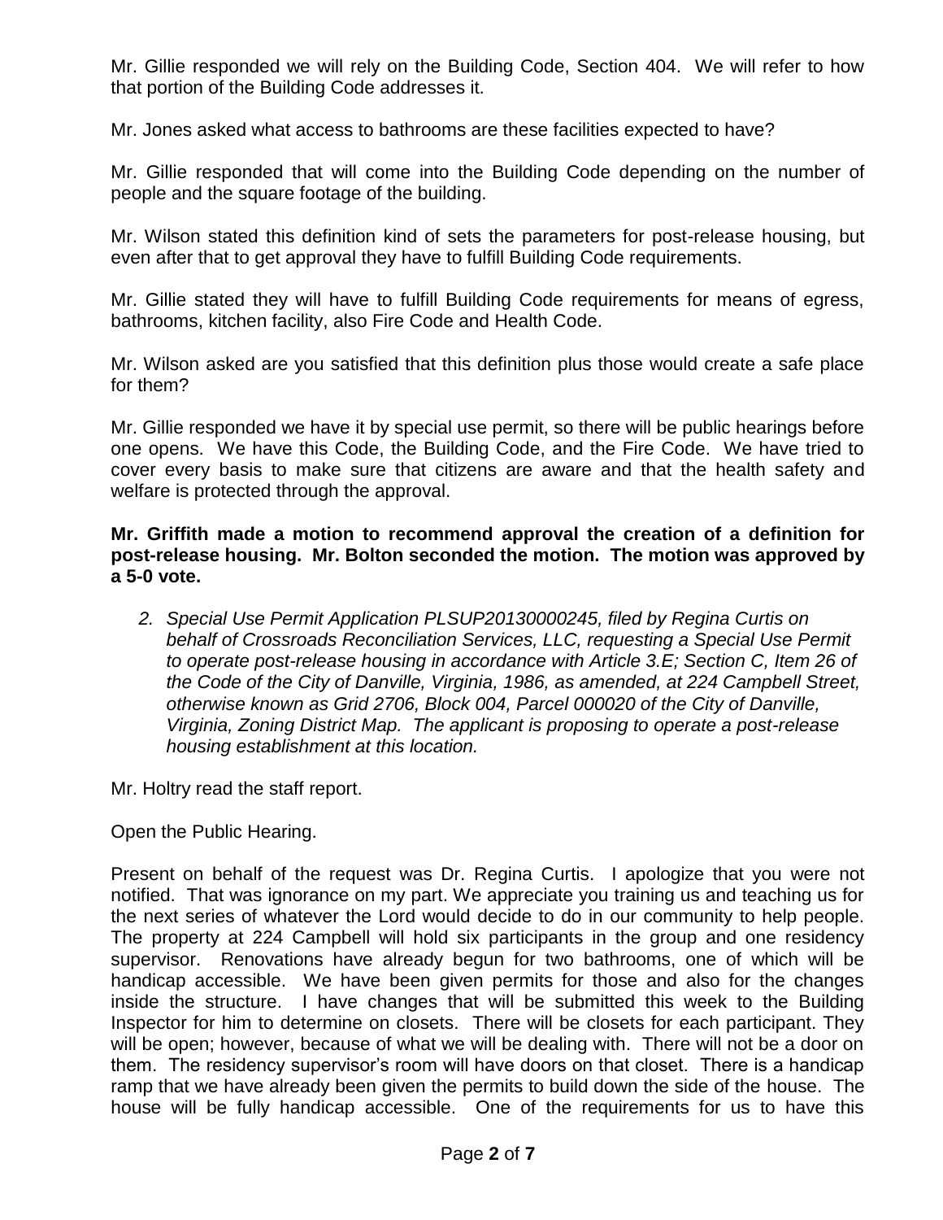Mr. Gillie responded we will rely on the Building Code, Section 404. We will refer to how that portion of the Building Code addresses it.

Mr. Jones asked what access to bathrooms are these facilities expected to have?

Mr. Gillie responded that will come into the Building Code depending on the number of people and the square footage of the building.

Mr. Wilson stated this definition kind of sets the parameters for post-release housing, but even after that to get approval they have to fulfill Building Code requirements.

Mr. Gillie stated they will have to fulfill Building Code requirements for means of egress, bathrooms, kitchen facility, also Fire Code and Health Code.

Mr. Wilson asked are you satisfied that this definition plus those would create a safe place for them?

Mr. Gillie responded we have it by special use permit, so there will be public hearings before one opens. We have this Code, the Building Code, and the Fire Code. We have tried to cover every basis to make sure that citizens are aware and that the health safety and welfare is protected through the approval.

**Mr. Griffith made a motion to recommend approval the creation of a definition for post-release housing. Mr. Bolton seconded the motion. The motion was approved by a 5-0 vote.**

2. *Special Use Permit Application PLSUP20130000245, filed by Regina Curtis on behalf of Crossroads Reconciliation Services, LLC, requesting a Special Use Permit to operate post-release housing in accordance with Article 3.E; Section C, Item 26 of the Code of the City of Danville, Virginia, 1986, as amended, at 224 Campbell Street, otherwise known as Grid 2706, Block 004, Parcel 000020 of the City of Danville, Virginia, Zoning District Map. The applicant is proposing to operate a post-release housing establishment at this location.*

Mr. Holtry read the staff report.

Open the Public Hearing.

Present on behalf of the request was Dr. Regina Curtis. I apologize that you were not notified. That was ignorance on my part. We appreciate you training us and teaching us for the next series of whatever the Lord would decide to do in our community to help people. The property at 224 Campbell will hold six participants in the group and one residency supervisor. Renovations have already begun for two bathrooms, one of which will be handicap accessible. We have been given permits for those and also for the changes inside the structure. I have changes that will be submitted this week to the Building Inspector for him to determine on closets. There will be closets for each participant. They will be open; however, because of what we will be dealing with. There will not be a door on them. The residency supervisor's room will have doors on that closet. There is a handicap ramp that we have already been given the permits to build down the side of the house. The house will be fully handicap accessible. One of the requirements for us to have this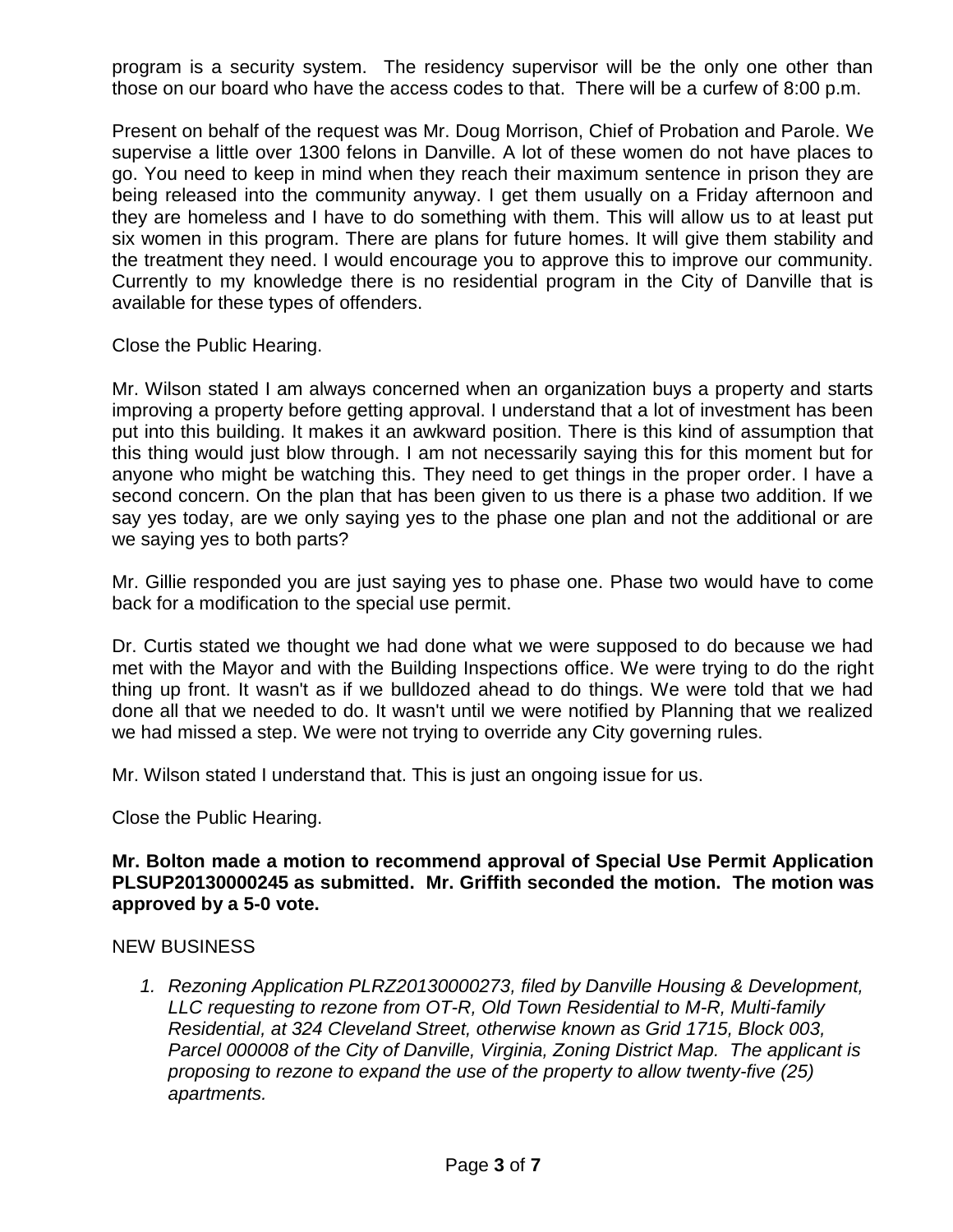program is a security system. The residency supervisor will be the only one other than those on our board who have the access codes to that. There will be a curfew of 8:00 p.m.

Present on behalf of the request was Mr. Doug Morrison, Chief of Probation and Parole. We supervise a little over 1300 felons in Danville. A lot of these women do not have places to go. You need to keep in mind when they reach their maximum sentence in prison they are being released into the community anyway. I get them usually on a Friday afternoon and they are homeless and I have to do something with them. This will allow us to at least put six women in this program. There are plans for future homes. It will give them stability and the treatment they need. I would encourage you to approve this to improve our community. Currently to my knowledge there is no residential program in the City of Danville that is available for these types of offenders.

Close the Public Hearing.

Mr. Wilson stated I am always concerned when an organization buys a property and starts improving a property before getting approval. I understand that a lot of investment has been put into this building. It makes it an awkward position. There is this kind of assumption that this thing would just blow through. I am not necessarily saying this for this moment but for anyone who might be watching this. They need to get things in the proper order. I have a second concern. On the plan that has been given to us there is a phase two addition. If we say yes today, are we only saying yes to the phase one plan and not the additional or are we saying yes to both parts?

Mr. Gillie responded you are just saying yes to phase one. Phase two would have to come back for a modification to the special use permit.

Dr. Curtis stated we thought we had done what we were supposed to do because we had met with the Mayor and with the Building Inspections office. We were trying to do the right thing up front. It wasn't as if we bulldozed ahead to do things. We were told that we had done all that we needed to do. It wasn't until we were notified by Planning that we realized we had missed a step. We were not trying to override any City governing rules.

Mr. Wilson stated I understand that. This is just an ongoing issue for us.

Close the Public Hearing.

**Mr. Bolton made a motion to recommend approval of Special Use Permit Application PLSUP20130000245 as submitted. Mr. Griffith seconded the motion. The motion was approved by a 5-0 vote.**

NEW BUSINESS

1. *Rezoning Application PLRZ20130000273, filed by Danville Housing & Development, LLC requesting to rezone from OT-R, Old Town Residential to M-R, Multi-family Residential, at 324 Cleveland Street, otherwise known as Grid 1715, Block 003, Parcel 000008 of the City of Danville, Virginia, Zoning District Map. The applicant is proposing to rezone to expand the use of the property to allow twenty-five (25) apartments.*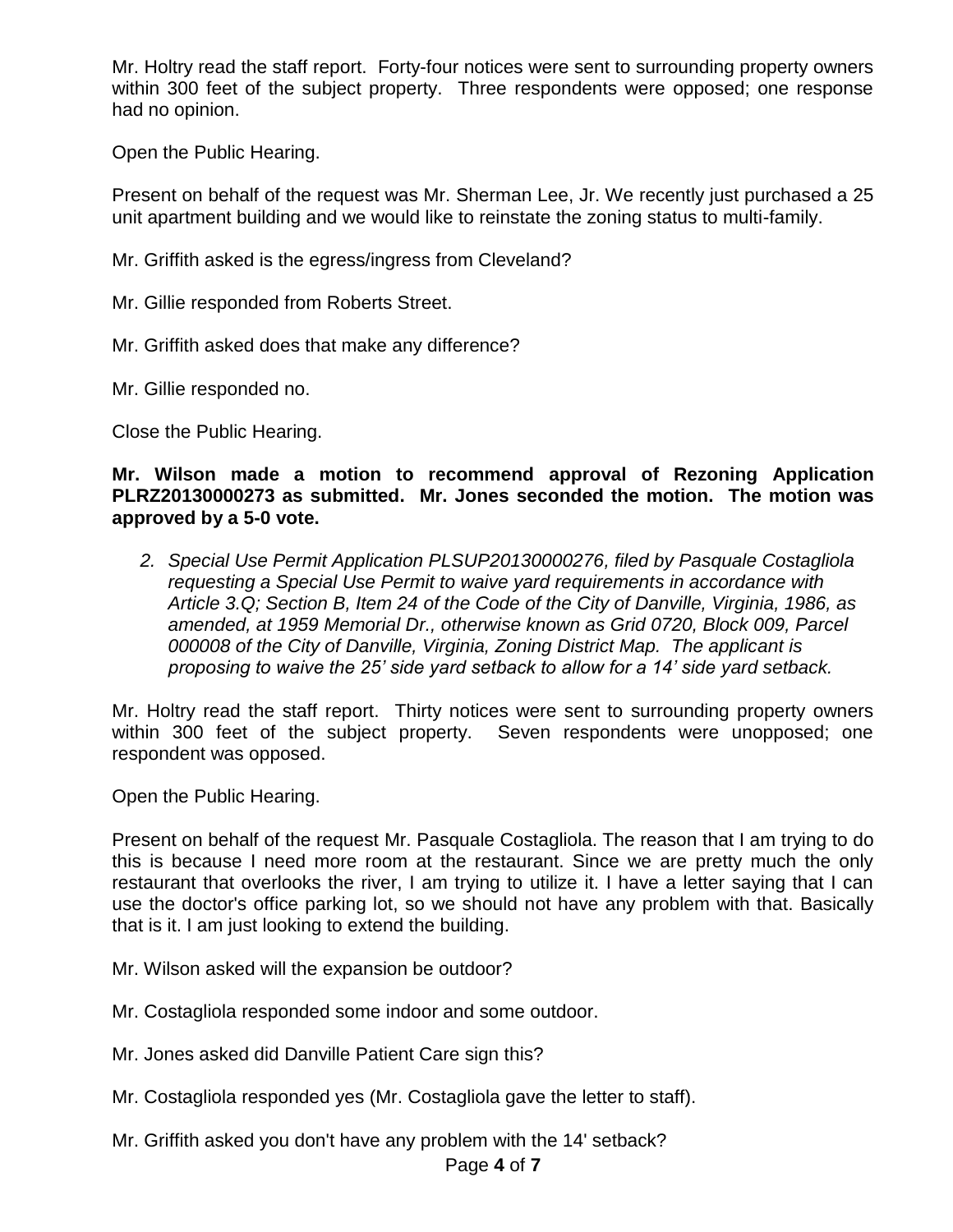Mr. Holtry read the staff report. Forty-four notices were sent to surrounding property owners within 300 feet of the subject property. Three respondents were opposed; one response had no opinion.

Open the Public Hearing.

Present on behalf of the request was Mr. Sherman Lee, Jr. We recently just purchased a 25 unit apartment building and we would like to reinstate the zoning status to multi-family.

Mr. Griffith asked is the egress/ingress from Cleveland?

Mr. Gillie responded from Roberts Street.

Mr. Griffith asked does that make any difference?

Mr. Gillie responded no.

Close the Public Hearing.

**Mr. Wilson made a motion to recommend approval of Rezoning Application PLRZ20130000273 as submitted. Mr. Jones seconded the motion. The motion was approved by a 5-0 vote.**

2. *Special Use Permit Application PLSUP20130000276, filed by Pasquale Costagliola requesting a Special Use Permit to waive yard requirements in accordance with Article 3.Q; Section B, Item 24 of the Code of the City of Danville, Virginia, 1986, as amended, at 1959 Memorial Dr., otherwise known as Grid 0720, Block 009, Parcel 000008 of the City of Danville, Virginia, Zoning District Map. The applicant is proposing to waive the 25' side yard setback to allow for a 14' side yard setback.*

Mr. Holtry read the staff report. Thirty notices were sent to surrounding property owners within 300 feet of the subject property. Seven respondents were unopposed; one respondent was opposed.

Open the Public Hearing.

Present on behalf of the request Mr. Pasquale Costagliola. The reason that I am trying to do this is because I need more room at the restaurant. Since we are pretty much the only restaurant that overlooks the river, I am trying to utilize it. I have a letter saying that I can use the doctor's office parking lot, so we should not have any problem with that. Basically that is it. I am just looking to extend the building.

Mr. Wilson asked will the expansion be outdoor?

Mr. Costagliola responded some indoor and some outdoor.

Mr. Jones asked did Danville Patient Care sign this?

Mr. Costagliola responded yes (Mr. Costagliola gave the letter to staff).

Mr. Griffith asked you don't have any problem with the 14' setback?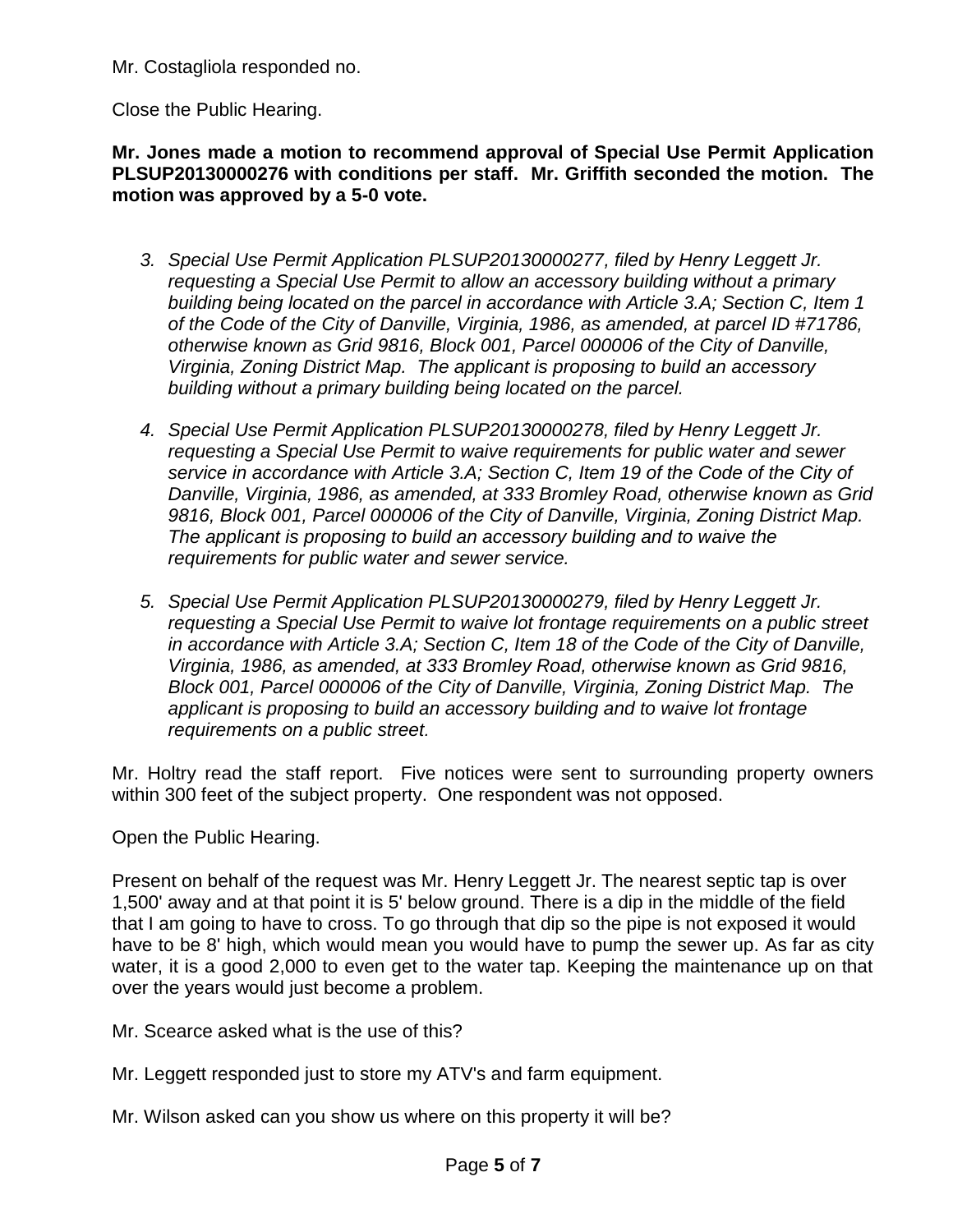Mr. Costagliola responded no.

Close the Public Hearing.

**Mr. Jones made a motion to recommend approval of Special Use Permit Application PLSUP20130000276 with conditions per staff. Mr. Griffith seconded the motion. The motion was approved by a 5-0 vote.**

3. *Special Use Permit Application PLSUP20130000277, filed by Henry Leggett Jr. requesting a Special Use Permit to allow an accessory building without a primary building being located on the parcel in accordance with Article 3.A; Section C, Item 1 of the Code of the City of Danville, Virginia, 1986, as amended, at parcel ID #71786, otherwise known as Grid 9816, Block 001, Parcel 000006 of the City of Danville, Virginia, Zoning District Map. The applicant is proposing to build an accessory building without a primary building being located on the parcel.*

4. *Special Use Permit Application PLSUP20130000278, filed by Henry Leggett Jr. requesting a Special Use Permit to waive requirements for public water and sewer service in accordance with Article 3.A; Section C, Item 19 of the Code of the City of Danville, Virginia, 1986, as amended, at 333 Bromley Road, otherwise known as Grid 9816, Block 001, Parcel 000006 of the City of Danville, Virginia, Zoning District Map. The applicant is proposing to build an accessory building and to waive the requirements for public water and sewer service.*

5. *Special Use Permit Application PLSUP20130000279, filed by Henry Leggett Jr. requesting a Special Use Permit to waive lot frontage requirements on a public street in accordance with Article 3.A; Section C, Item 18 of the Code of the City of Danville, Virginia, 1986, as amended, at 333 Bromley Road, otherwise known as Grid 9816, Block 001, Parcel 000006 of the City of Danville, Virginia, Zoning District Map. The applicant is proposing to build an accessory building and to waive lot frontage requirements on a public street.*

Mr. Holtry read the staff report. Five notices were sent to surrounding property owners within 300 feet of the subject property. One respondent was not opposed.

Open the Public Hearing.

Present on behalf of the request was Mr. Henry Leggett Jr. The nearest septic tap is over 1,500' away and at that point it is 5' below ground. There is a dip in the middle of the field that I am going to have to cross. To go through that dip so the pipe is not exposed it would have to be 8' high, which would mean you would have to pump the sewer up. As far as city water, it is a good 2,000 to even get to the water tap. Keeping the maintenance up on that over the years would just become a problem.

Mr. Scearce asked what is the use of this?

Mr. Leggett responded just to store my ATV's and farm equipment.

Mr. Wilson asked can you show us where on this property it will be?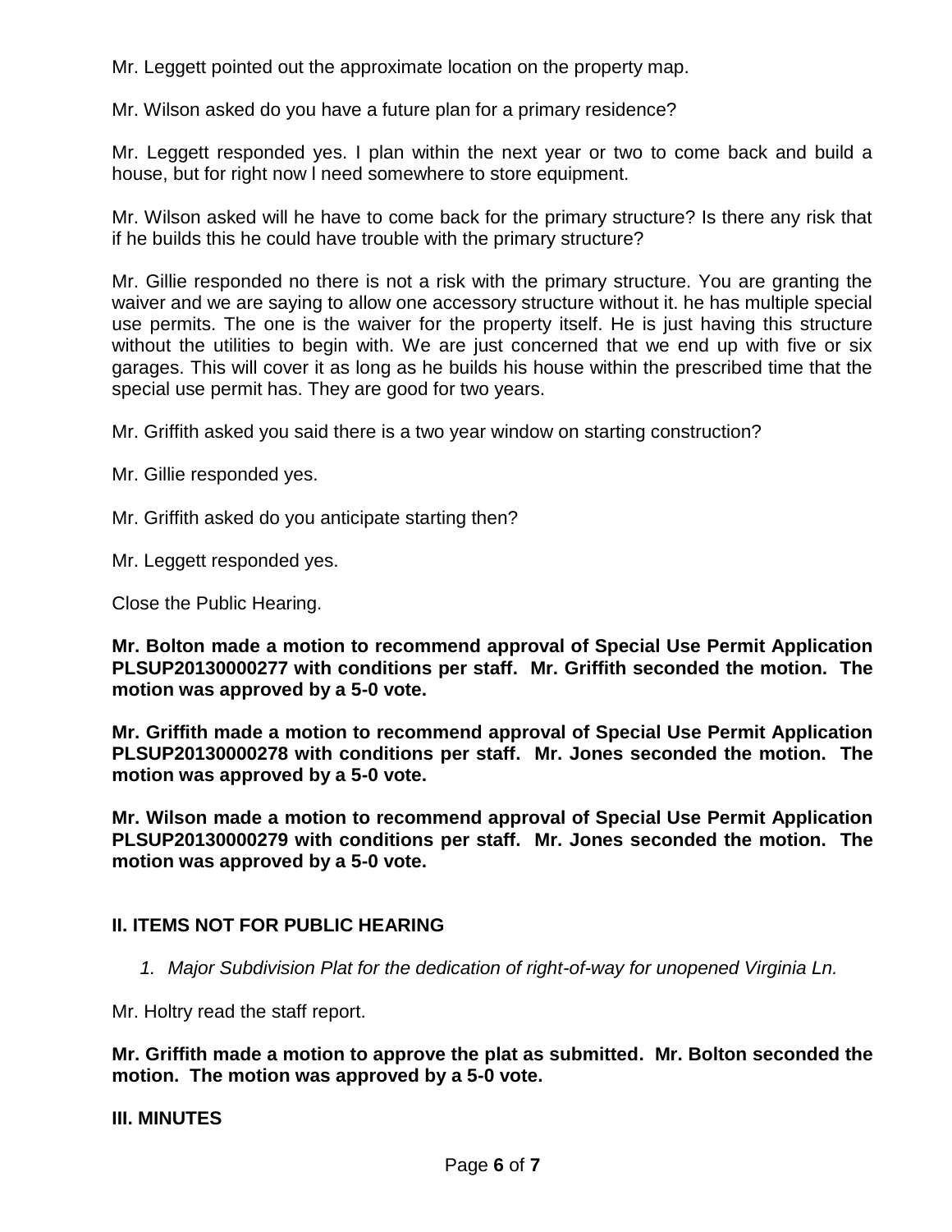Mr. Leggett pointed out the approximate location on the property map.

Mr. Wilson asked do you have a future plan for a primary residence?

Mr. Leggett responded yes. I plan within the next year or two to come back and build a house, but for right now l need somewhere to store equipment.

Mr. Wilson asked will he have to come back for the primary structure? Is there any risk that if he builds this he could have trouble with the primary structure?

Mr. Gillie responded no there is not a risk with the primary structure. You are granting the waiver and we are saying to allow one accessory structure without it. he has multiple special use permits. The one is the waiver for the property itself. He is just having this structure without the utilities to begin with. We are just concerned that we end up with five or six garages. This will cover it as long as he builds his house within the prescribed time that the special use permit has. They are good for two years.

Mr. Griffith asked you said there is a two year window on starting construction?

Mr. Gillie responded yes.

Mr. Griffith asked do you anticipate starting then?

Mr. Leggett responded yes.

Close the Public Hearing.

**Mr. Bolton made a motion to recommend approval of Special Use Permit Application PLSUP20130000277 with conditions per staff. Mr. Griffith seconded the motion. The motion was approved by a 5-0 vote.**

**Mr. Griffith made a motion to recommend approval of Special Use Permit Application PLSUP20130000278 with conditions per staff. Mr. Jones seconded the motion. The motion was approved by a 5-0 vote.**

**Mr. Wilson made a motion to recommend approval of Special Use Permit Application PLSUP20130000279 with conditions per staff. Mr. Jones seconded the motion. The motion was approved by a 5-0 vote.**

## II. ITEMS NOT FOR PUBLIC HEARING

1. *Major Subdivision Plat for the dedication of right-of-way for unopened Virginia Ln.*

Mr. Holtry read the staff report.

**Mr. Griffith made a motion to approve the plat as submitted. Mr. Bolton seconded the motion. The motion was approved by a 5-0 vote.**

## III. MINUTES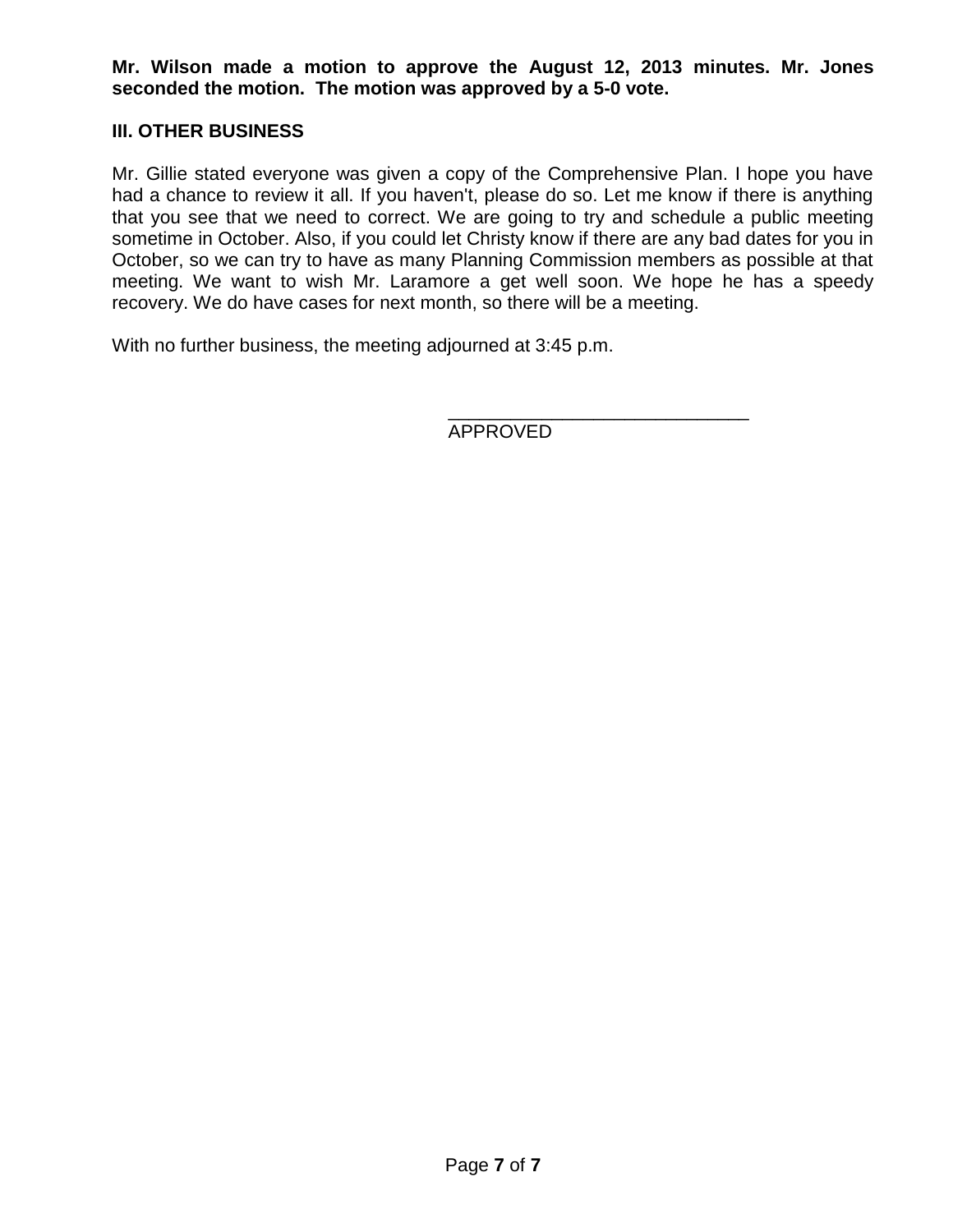**Mr. Wilson made a motion to approve the August 12, 2013 minutes. Mr. Jones seconded the motion. The motion was approved by a 5-0 vote.**

## III. OTHER BUSINESS

Mr. Gillie stated everyone was given a copy of the Comprehensive Plan. I hope you have had a chance to review it all. If you haven't, please do so. Let me know if there is anything that you see that we need to correct. We are going to try and schedule a public meeting sometime in October. Also, if you could let Christy know if there are any bad dates for you in October, so we can try to have as many Planning Commission members as possible at that meeting. We want to wish Mr. Laramore a get well soon. We hope he has a speedy recovery. We do have cases for next month, so there will be a meeting.

With no further business, the meeting adjourned at 3:45 p.m.

______________________________
APPROVED